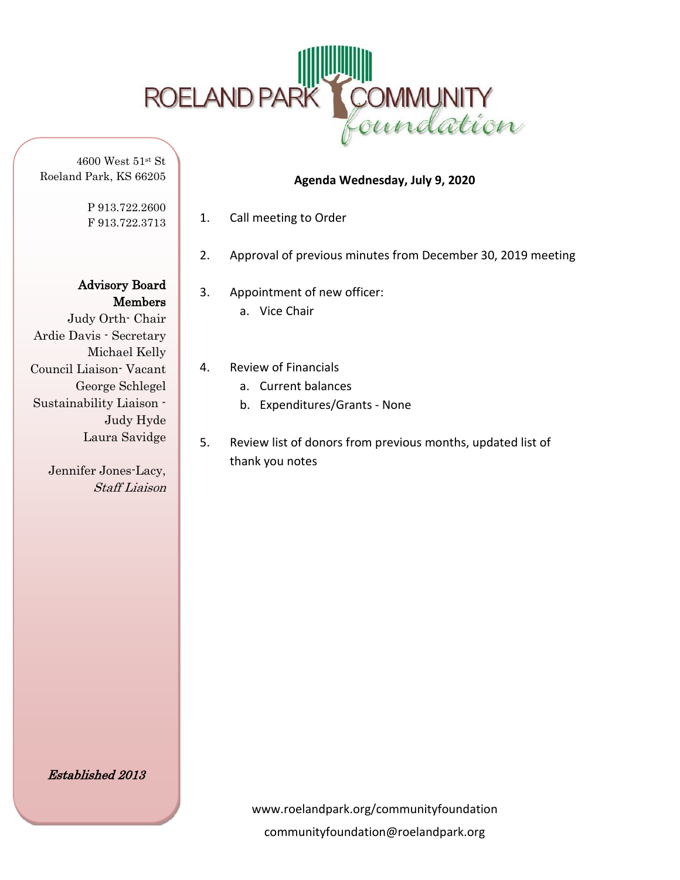# ROELAND PARK COMMUNITY *foundation*

4600 West 51st St
Roeland Park, KS 66205

P 913.722.2600
F 913.722.3713

**Advisory Board Members**

Judy Orth- Chair
Ardie Davis - Secretary
Michael Kelly
Council Liaison- Vacant
George Schlegel
Sustainability Liaison - Judy Hyde
Laura Savidge

Jennifer Jones-Lacy, *Staff Liaison*

***Established 2013***

**Agenda Wednesday, July 9, 2020**

1. Call meeting to Order
2. Approval of previous minutes from December 30, 2019 meeting
3. Appointment of new officer:
   a. Vice Chair
4. Review of Financials
   a. Current balances
   b. Expenditures/Grants - None
5. Review list of donors from previous months, updated list of thank you notes

www.roelandpark.org/communityfoundation
communityfoundation@roelandpark.org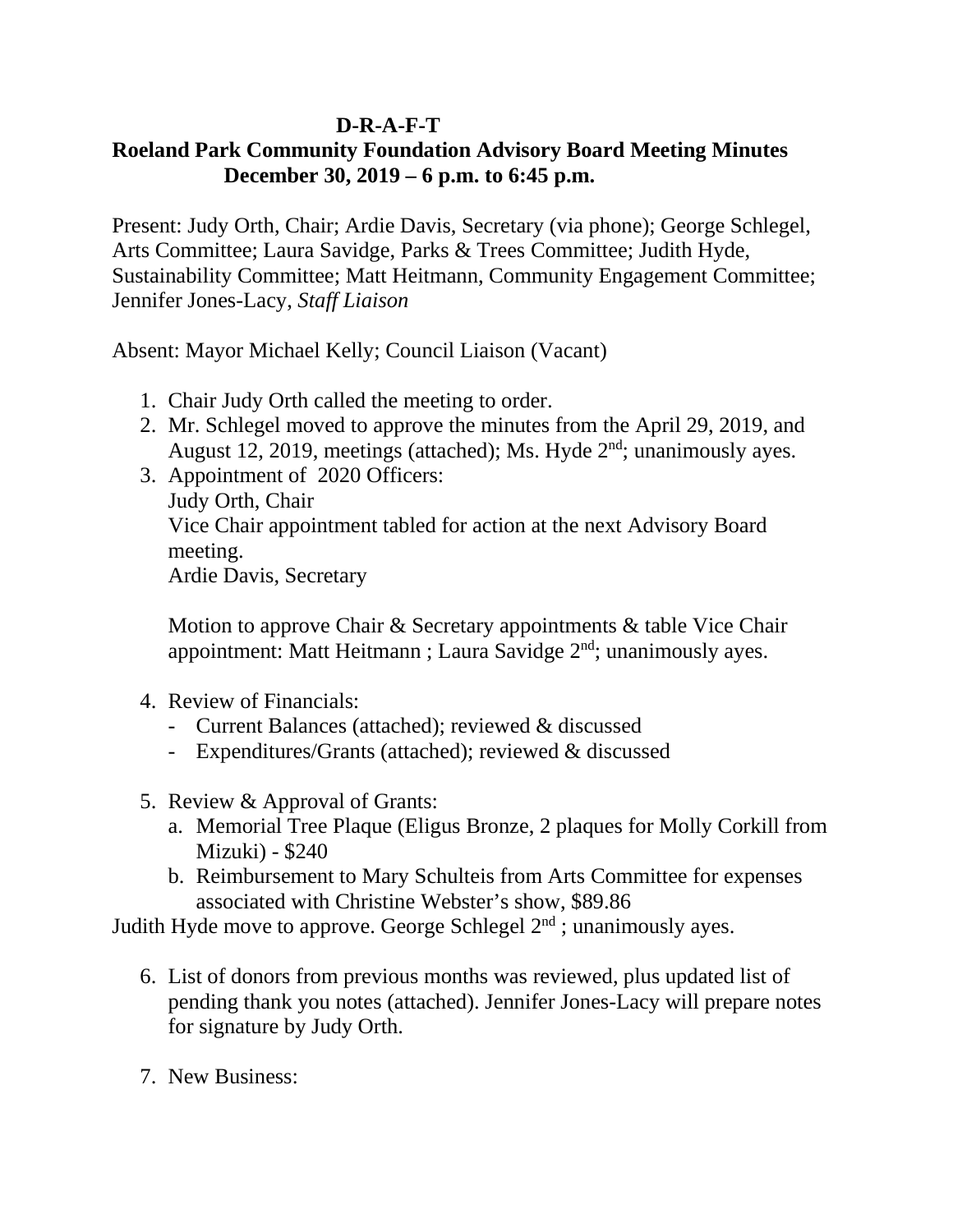**D-R-A-F-T**

**Roeland Park Community Foundation Advisory Board Meeting Minutes**
**December 30, 2019 – 6 p.m. to 6:45 p.m.**

Present: Judy Orth, Chair; Ardie Davis, Secretary (via phone); George Schlegel, Arts Committee; Laura Savidge, Parks & Trees Committee; Judith Hyde, Sustainability Committee; Matt Heitmann, Community Engagement Committee; Jennifer Jones-Lacy, *Staff Liaison*

Absent: Mayor Michael Kelly; Council Liaison (Vacant)

1. Chair Judy Orth called the meeting to order.
2. Mr. Schlegel moved to approve the minutes from the April 29, 2019, and August 12, 2019, meetings (attached); Ms. Hyde 2nd; unanimously ayes.
3. Appointment of 2020 Officers:
   Judy Orth, Chair
   Vice Chair appointment tabled for action at the next Advisory Board meeting.
   Ardie Davis, Secretary

   Motion to approve Chair & Secretary appointments & table Vice Chair appointment: Matt Heitmann ; Laura Savidge 2nd; unanimously ayes.

4. Review of Financials:
   - Current Balances (attached); reviewed & discussed
   - Expenditures/Grants (attached); reviewed & discussed

5. Review & Approval of Grants:
   a. Memorial Tree Plaque (Eligus Bronze, 2 plaques for Molly Corkill from Mizuki) - $240
   b. Reimbursement to Mary Schulteis from Arts Committee for expenses associated with Christine Webster's show, $89.86

Judith Hyde move to approve. George Schlegel 2nd ; unanimously ayes.

6. List of donors from previous months was reviewed, plus updated list of pending thank you notes (attached). Jennifer Jones-Lacy will prepare notes for signature by Judy Orth.

7. New Business: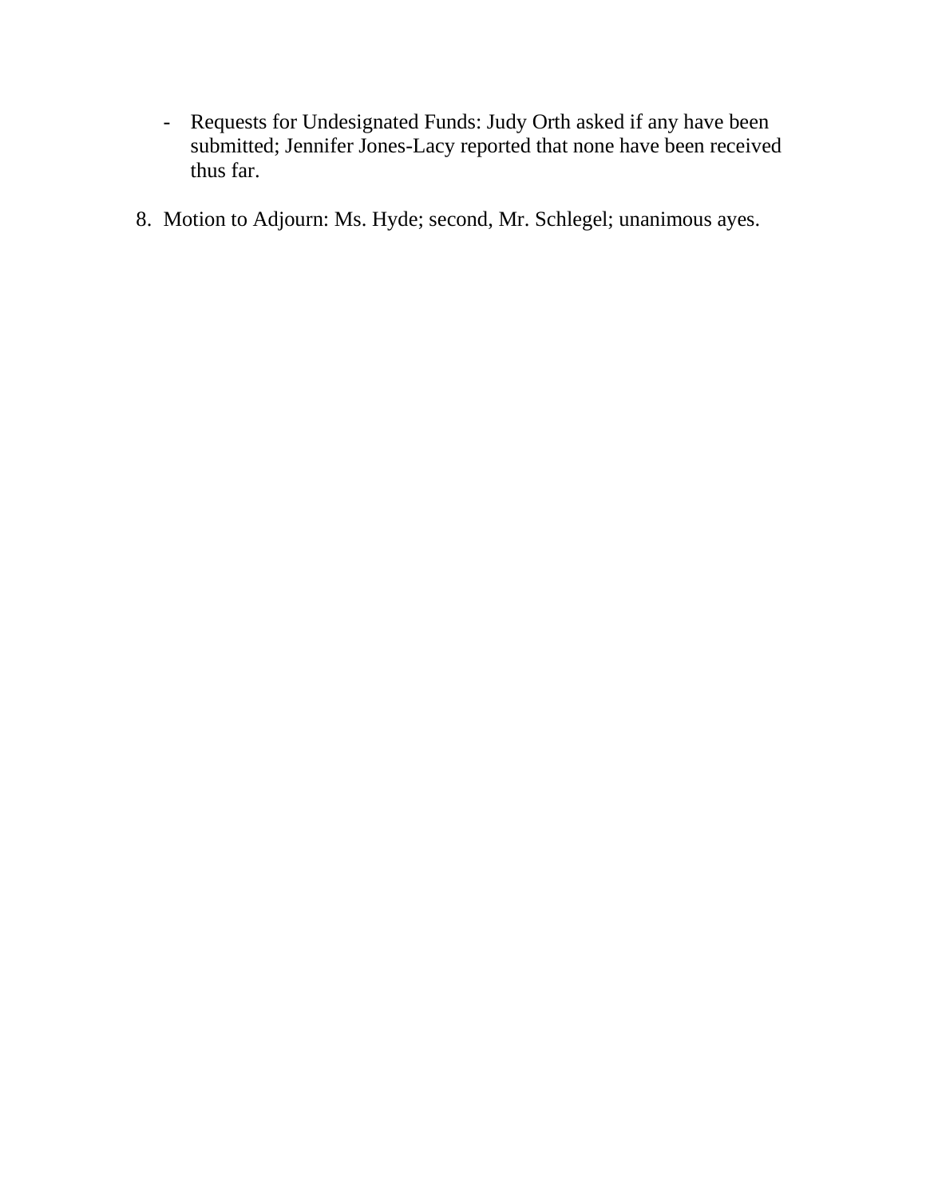- Requests for Undesignated Funds: Judy Orth asked if any have been submitted; Jennifer Jones-Lacy reported that none have been received thus far.

8. Motion to Adjourn: Ms. Hyde; second, Mr. Schlegel; unanimous ayes.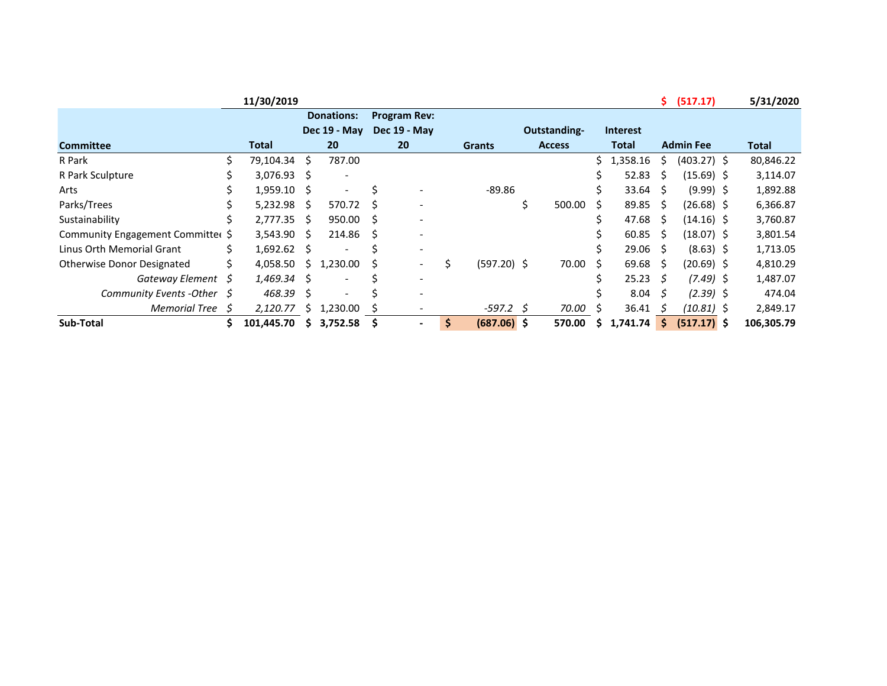| | 11/30/2019 | | | | | | $ (517.17) | 5/31/2020 |
|---|---|---|---|---|---|---|---|---|
| **Committee** | **Total** | **Donations: Dec 19 - May 20** | **Program Rev: Dec 19 - May 20** | **Grants** | **Outstanding-Access** | **Interest Total** | **Admin Fee** | **Total** |
| R Park | $ 79,104.34 | $ 787.00 | | | | $ 1,358.16 | $ (403.27) | $ 80,846.22 |
| R Park Sculpture | $ 3,076.93 | $ - | | | | $ 52.83 | $ (15.69) | $ 3,114.07 |
| Arts | $ 1,959.10 | $ - | $ - | -89.86 | | $ 33.64 | $ (9.99) | $ 1,892.88 |
| Parks/Trees | $ 5,232.98 | $ 570.72 | $ - | | $ 500.00 | $ 89.85 | $ (26.68) | $ 6,366.87 |
| Sustainability | $ 2,777.35 | $ 950.00 | $ - | | | $ 47.68 | $ (14.16) | $ 3,760.87 |
| Community Engagement Committee | $ 3,543.90 | $ 214.86 | $ - | | | $ 60.85 | $ (18.07) | $ 3,801.54 |
| Linus Orth Memorial Grant | $ 1,692.62 | $ - | $ - | | | $ 29.06 | $ (8.63) | $ 1,713.05 |
| Otherwise Donor Designated | $ 4,058.50 | $ 1,230.00 | $ - | $ (597.20) | $ 70.00 | $ 69.68 | $ (20.69) | $ 4,810.29 |
| *Gateway Element* | *$ 1,469.34* | $ - | $ - | | | $ 25.23 | *$ (7.49)* | $ 1,487.07 |
| *Community Events -Other* | *$ 468.39* | $ - | $ - | | | $ 8.04 | *$ (2.39)* | $ 474.04 |
| *Memorial Tree* | *$ 2,120.77* | $ 1,230.00 | $ - | *-597.2* | *$ 70.00* | $ 36.41 | *$ (10.81)* | $ 2,849.17 |
| **Sub-Total** | **$ 101,445.70** | **$ 3,752.58** | **$ -** | **$ (687.06)** | **$ 570.00** | **$ 1,741.74** | **$ (517.17)** | **$ 106,305.79** |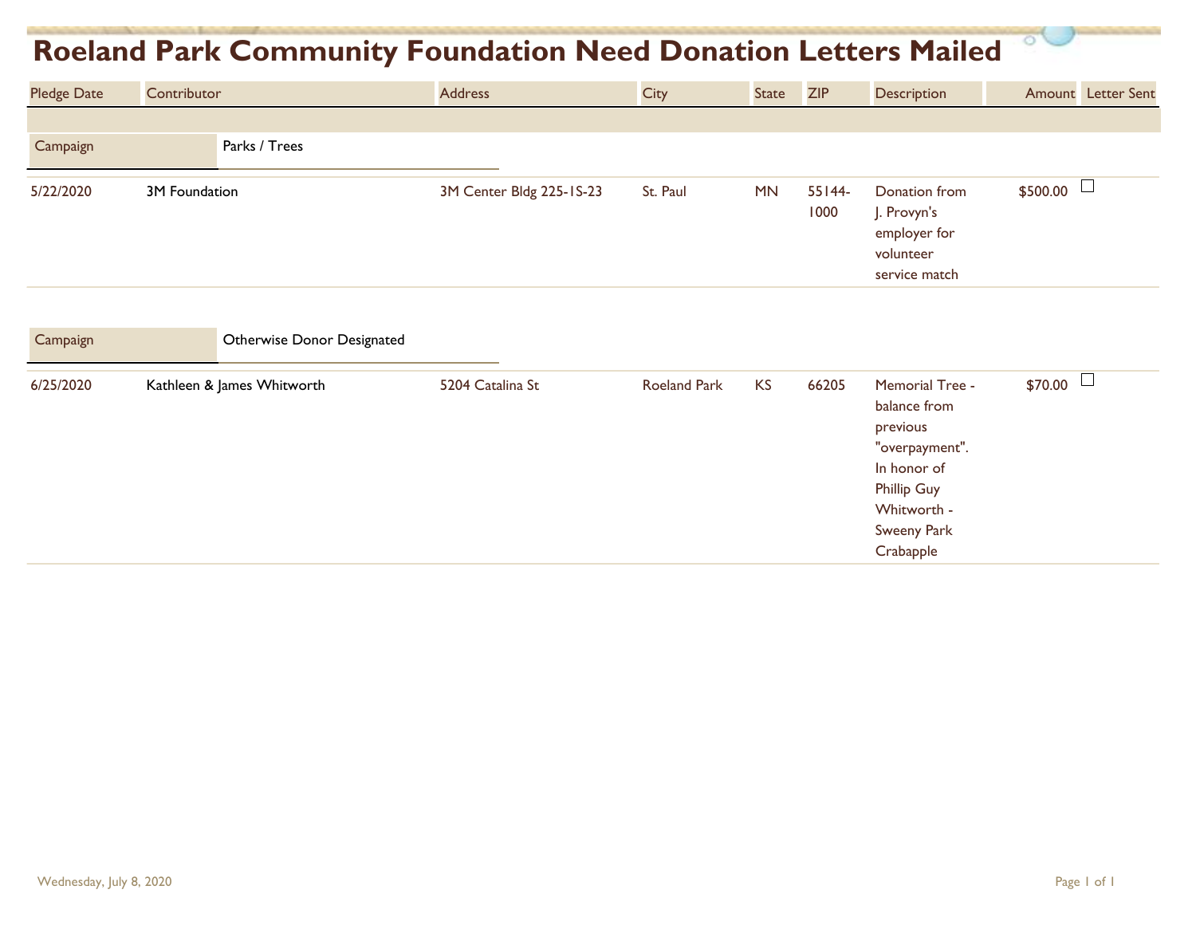# Roeland Park Community Foundation Need Donation Letters Mailed

| Pledge Date | Contributor | Address | City | State | ZIP | Description | Amount | Letter Sent |
|---|---|---|---|---|---|---|---|---|
| **Campaign** | **Parks / Trees** | | | | | | | |
| 5/22/2020 | 3M Foundation | 3M Center Bldg 225-1S-23 | St. Paul | MN | 55144-1000 | Donation from J. Provyn's employer for volunteer service match | $500.00 | ☐ |
| **Campaign** | **Otherwise Donor Designated** | | | | | | | |
| 6/25/2020 | Kathleen & James Whitworth | 5204 Catalina St | Roeland Park | KS | 66205 | Memorial Tree - balance from previous "overpayment". In honor of Phillip Guy Whitworth - Sweeny Park Crabapple | $70.00 | ☐ |

Wednesday, July 8, 2020